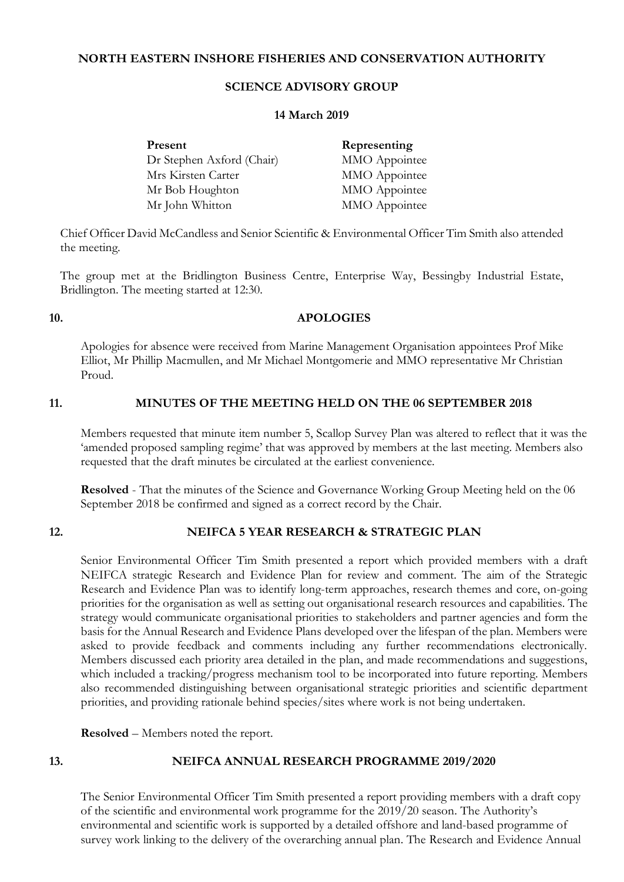**NORTH EASTERN INSHORE FISHERIES AND CONSERVATION AUTHORITY**

**SCIENCE ADVISORY GROUP**

**14 March 2019**

| **Present** | **Representing** |
|---|---|
| Dr Stephen Axford (Chair) | MMO Appointee |
| Mrs Kirsten Carter | MMO Appointee |
| Mr Bob Houghton | MMO Appointee |
| Mr John Whitton | MMO Appointee |

Chief Officer David McCandless and Senior Scientific & Environmental Officer Tim Smith also attended the meeting.

The group met at the Bridlington Business Centre, Enterprise Way, Bessingby Industrial Estate, Bridlington. The meeting started at 12:30.

## 10. APOLOGIES

Apologies for absence were received from Marine Management Organisation appointees Prof Mike Elliot, Mr Phillip Macmullen, and Mr Michael Montgomerie and MMO representative Mr Christian Proud.

## 11. MINUTES OF THE MEETING HELD ON THE 06 SEPTEMBER 2018

Members requested that minute item number 5, Scallop Survey Plan was altered to reflect that it was the 'amended proposed sampling regime' that was approved by members at the last meeting. Members also requested that the draft minutes be circulated at the earliest convenience.

**Resolved** - That the minutes of the Science and Governance Working Group Meeting held on the 06 September 2018 be confirmed and signed as a correct record by the Chair.

## 12. NEIFCA 5 YEAR RESEARCH & STRATEGIC PLAN

Senior Environmental Officer Tim Smith presented a report which provided members with a draft NEIFCA strategic Research and Evidence Plan for review and comment. The aim of the Strategic Research and Evidence Plan was to identify long-term approaches, research themes and core, on-going priorities for the organisation as well as setting out organisational research resources and capabilities. The strategy would communicate organisational priorities to stakeholders and partner agencies and form the basis for the Annual Research and Evidence Plans developed over the lifespan of the plan. Members were asked to provide feedback and comments including any further recommendations electronically. Members discussed each priority area detailed in the plan, and made recommendations and suggestions, which included a tracking/progress mechanism tool to be incorporated into future reporting. Members also recommended distinguishing between organisational strategic priorities and scientific department priorities, and providing rationale behind species/sites where work is not being undertaken.

**Resolved** – Members noted the report.

## 13. NEIFCA ANNUAL RESEARCH PROGRAMME 2019/2020

The Senior Environmental Officer Tim Smith presented a report providing members with a draft copy of the scientific and environmental work programme for the 2019/20 season. The Authority's environmental and scientific work is supported by a detailed offshore and land-based programme of survey work linking to the delivery of the overarching annual plan. The Research and Evidence Annual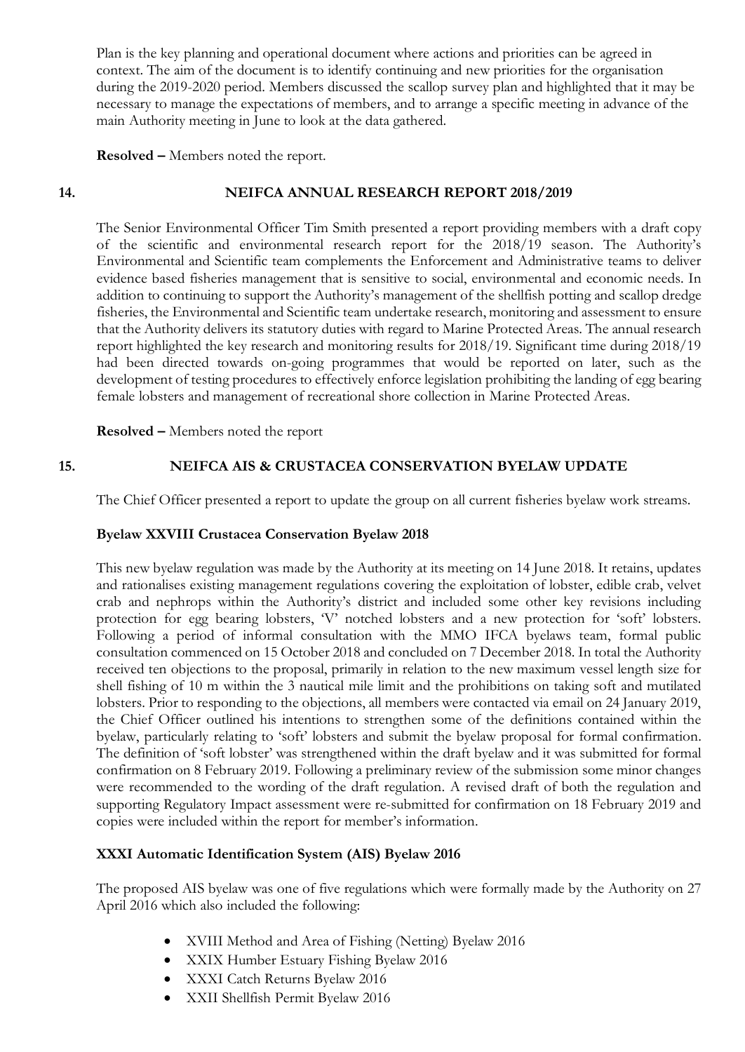Plan is the key planning and operational document where actions and priorities can be agreed in context. The aim of the document is to identify continuing and new priorities for the organisation during the 2019-2020 period. Members discussed the scallop survey plan and highlighted that it may be necessary to manage the expectations of members, and to arrange a specific meeting in advance of the main Authority meeting in June to look at the data gathered.

**Resolved –** Members noted the report.

## 14. NEIFCA ANNUAL RESEARCH REPORT 2018/2019

The Senior Environmental Officer Tim Smith presented a report providing members with a draft copy of the scientific and environmental research report for the 2018/19 season. The Authority's Environmental and Scientific team complements the Enforcement and Administrative teams to deliver evidence based fisheries management that is sensitive to social, environmental and economic needs. In addition to continuing to support the Authority's management of the shellfish potting and scallop dredge fisheries, the Environmental and Scientific team undertake research, monitoring and assessment to ensure that the Authority delivers its statutory duties with regard to Marine Protected Areas. The annual research report highlighted the key research and monitoring results for 2018/19. Significant time during 2018/19 had been directed towards on-going programmes that would be reported on later, such as the development of testing procedures to effectively enforce legislation prohibiting the landing of egg bearing female lobsters and management of recreational shore collection in Marine Protected Areas.

**Resolved –** Members noted the report

## 15. NEIFCA AIS & CRUSTACEA CONSERVATION BYELAW UPDATE

The Chief Officer presented a report to update the group on all current fisheries byelaw work streams.

**Byelaw XXVIII Crustacea Conservation Byelaw 2018**

This new byelaw regulation was made by the Authority at its meeting on 14 June 2018. It retains, updates and rationalises existing management regulations covering the exploitation of lobster, edible crab, velvet crab and nephrops within the Authority's district and included some other key revisions including protection for egg bearing lobsters, 'V' notched lobsters and a new protection for 'soft' lobsters. Following a period of informal consultation with the MMO IFCA byelaws team, formal public consultation commenced on 15 October 2018 and concluded on 7 December 2018. In total the Authority received ten objections to the proposal, primarily in relation to the new maximum vessel length size for shell fishing of 10 m within the 3 nautical mile limit and the prohibitions on taking soft and mutilated lobsters. Prior to responding to the objections, all members were contacted via email on 24 January 2019, the Chief Officer outlined his intentions to strengthen some of the definitions contained within the byelaw, particularly relating to 'soft' lobsters and submit the byelaw proposal for formal confirmation. The definition of 'soft lobster' was strengthened within the draft byelaw and it was submitted for formal confirmation on 8 February 2019. Following a preliminary review of the submission some minor changes were recommended to the wording of the draft regulation. A revised draft of both the regulation and supporting Regulatory Impact assessment were re-submitted for confirmation on 18 February 2019 and copies were included within the report for member's information.

**XXXI Automatic Identification System (AIS) Byelaw 2016**

The proposed AIS byelaw was one of five regulations which were formally made by the Authority on 27 April 2016 which also included the following:

- XVIII Method and Area of Fishing (Netting) Byelaw 2016
- XXIX Humber Estuary Fishing Byelaw 2016
- XXXI Catch Returns Byelaw 2016
- XXII Shellfish Permit Byelaw 2016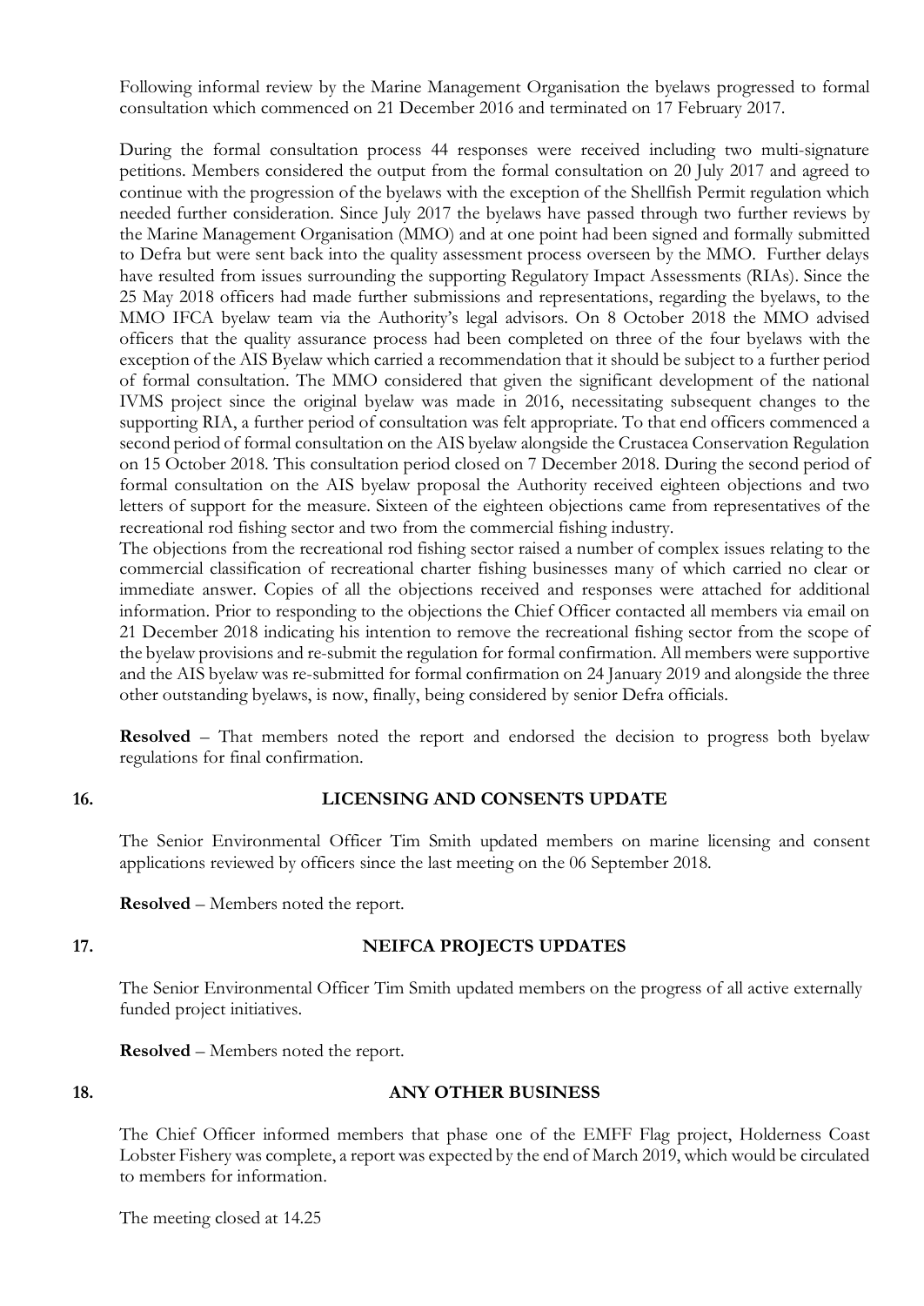Following informal review by the Marine Management Organisation the byelaws progressed to formal consultation which commenced on 21 December 2016 and terminated on 17 February 2017.

During the formal consultation process 44 responses were received including two multi-signature petitions. Members considered the output from the formal consultation on 20 July 2017 and agreed to continue with the progression of the byelaws with the exception of the Shellfish Permit regulation which needed further consideration. Since July 2017 the byelaws have passed through two further reviews by the Marine Management Organisation (MMO) and at one point had been signed and formally submitted to Defra but were sent back into the quality assessment process overseen by the MMO. Further delays have resulted from issues surrounding the supporting Regulatory Impact Assessments (RIAs). Since the 25 May 2018 officers had made further submissions and representations, regarding the byelaws, to the MMO IFCA byelaw team via the Authority's legal advisors. On 8 October 2018 the MMO advised officers that the quality assurance process had been completed on three of the four byelaws with the exception of the AIS Byelaw which carried a recommendation that it should be subject to a further period of formal consultation. The MMO considered that given the significant development of the national IVMS project since the original byelaw was made in 2016, necessitating subsequent changes to the supporting RIA, a further period of consultation was felt appropriate. To that end officers commenced a second period of formal consultation on the AIS byelaw alongside the Crustacea Conservation Regulation on 15 October 2018. This consultation period closed on 7 December 2018. During the second period of formal consultation on the AIS byelaw proposal the Authority received eighteen objections and two letters of support for the measure. Sixteen of the eighteen objections came from representatives of the recreational rod fishing sector and two from the commercial fishing industry.

The objections from the recreational rod fishing sector raised a number of complex issues relating to the commercial classification of recreational charter fishing businesses many of which carried no clear or immediate answer. Copies of all the objections received and responses were attached for additional information. Prior to responding to the objections the Chief Officer contacted all members via email on 21 December 2018 indicating his intention to remove the recreational fishing sector from the scope of the byelaw provisions and re-submit the regulation for formal confirmation. All members were supportive and the AIS byelaw was re-submitted for formal confirmation on 24 January 2019 and alongside the three other outstanding byelaws, is now, finally, being considered by senior Defra officials.

**Resolved** – That members noted the report and endorsed the decision to progress both byelaw regulations for final confirmation.

## 16. LICENSING AND CONSENTS UPDATE

The Senior Environmental Officer Tim Smith updated members on marine licensing and consent applications reviewed by officers since the last meeting on the 06 September 2018.

**Resolved** – Members noted the report.

## 17. NEIFCA PROJECTS UPDATES

The Senior Environmental Officer Tim Smith updated members on the progress of all active externally funded project initiatives.

**Resolved** – Members noted the report.

## 18. ANY OTHER BUSINESS

The Chief Officer informed members that phase one of the EMFF Flag project, Holderness Coast Lobster Fishery was complete, a report was expected by the end of March 2019, which would be circulated to members for information.

The meeting closed at 14.25